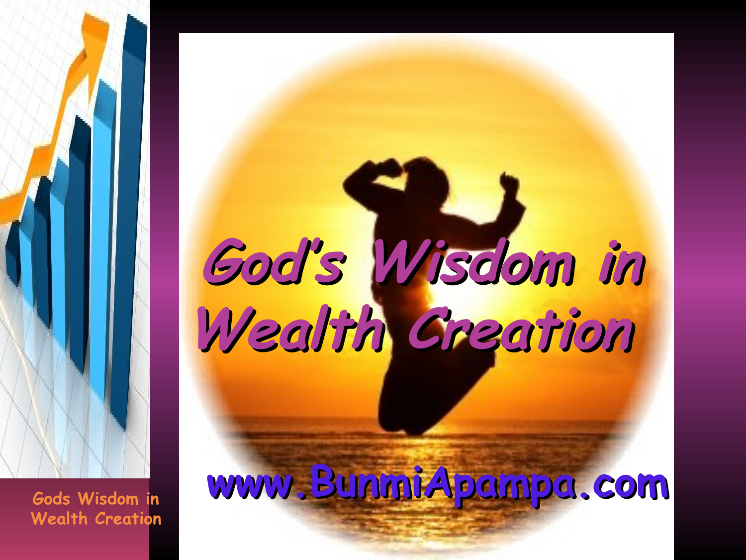# God's Wisdom in Wealth Creation

www.BunmiApampa.com

Gods Wisdom in Wealth Creation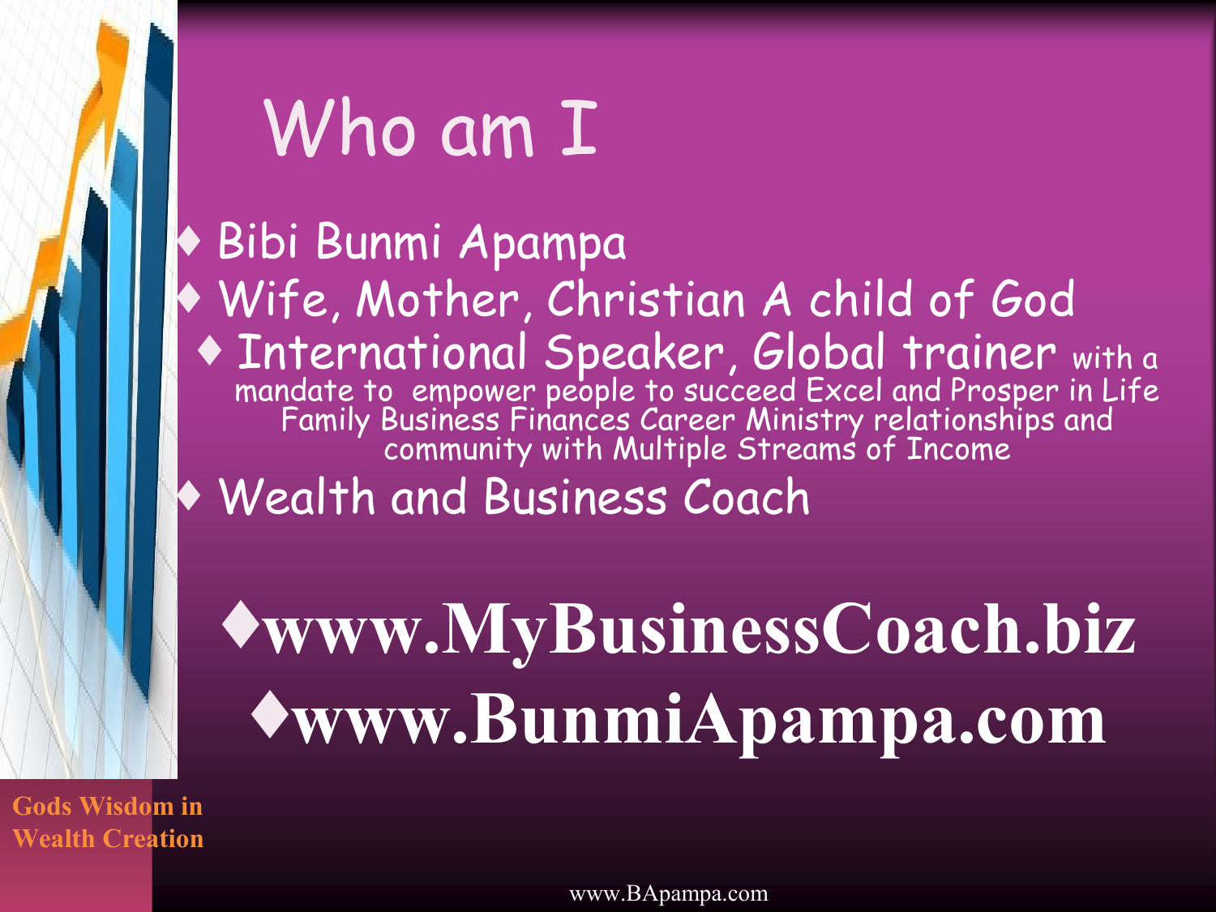# Who am I

- Bibi Bunmi Apampa
- Wife, Mother, Christian A child of God
  - International Speaker, Global trainer with a mandate to empower people to succeed Excel and Prosper in Life Family Business Finances Career Ministry relationships and community with Multiple Streams of Income
- Wealth and Business Coach

- **www.MyBusinessCoach.biz**
- **www.BunmiApampa.com**

**Gods Wisdom in Wealth Creation**

www.BApampa.com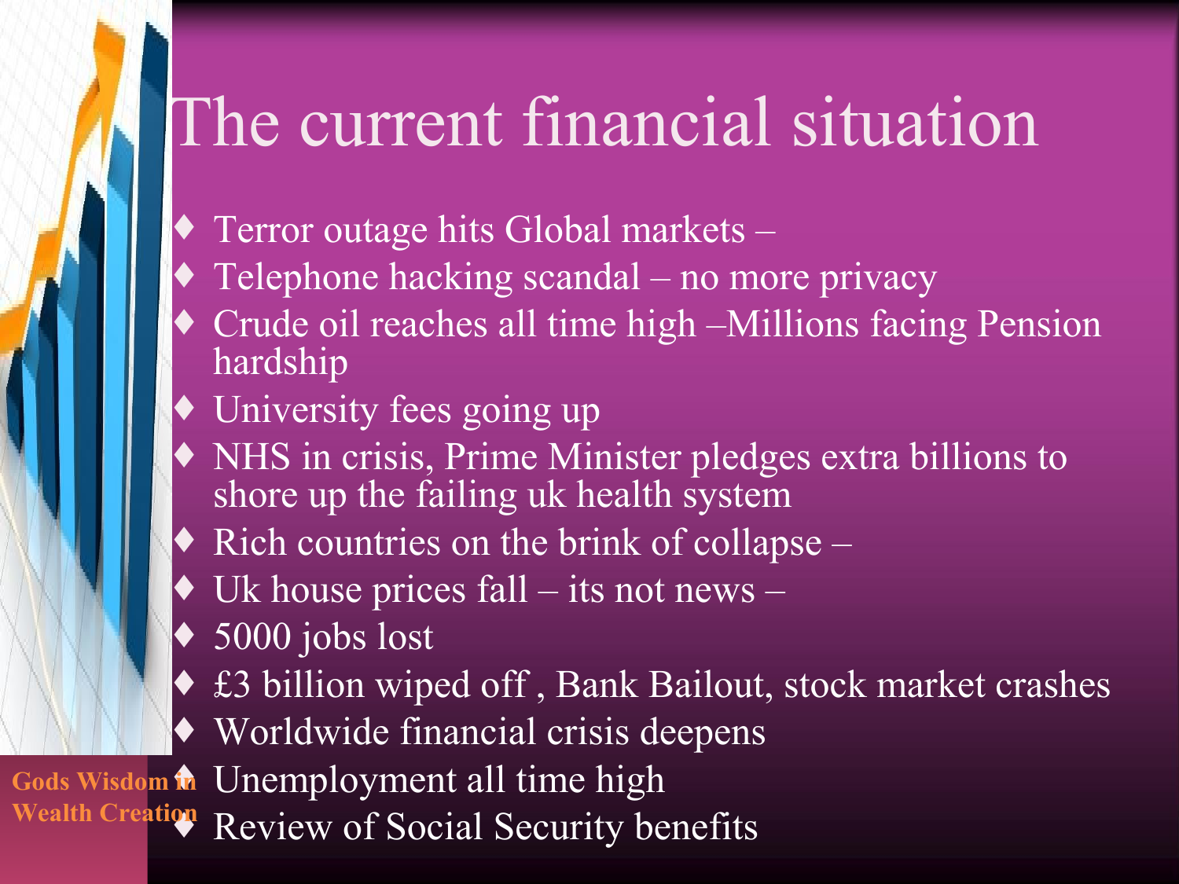# The current financial situation

- Terror outage hits Global markets –
- Telephone hacking scandal – no more privacy
- Crude oil reaches all time high –Millions facing Pension hardship
- University fees going up
- NHS in crisis, Prime Minister pledges extra billions to shore up the failing uk health system
- Rich countries on the brink of collapse –
- Uk house prices fall – its not news –
- 5000 jobs lost
- £3 billion wiped off , Bank Bailout, stock market crashes
- Worldwide financial crisis deepens
- Unemployment all time high
- Review of Social Security benefits

Gods Wisdom in Wealth Creation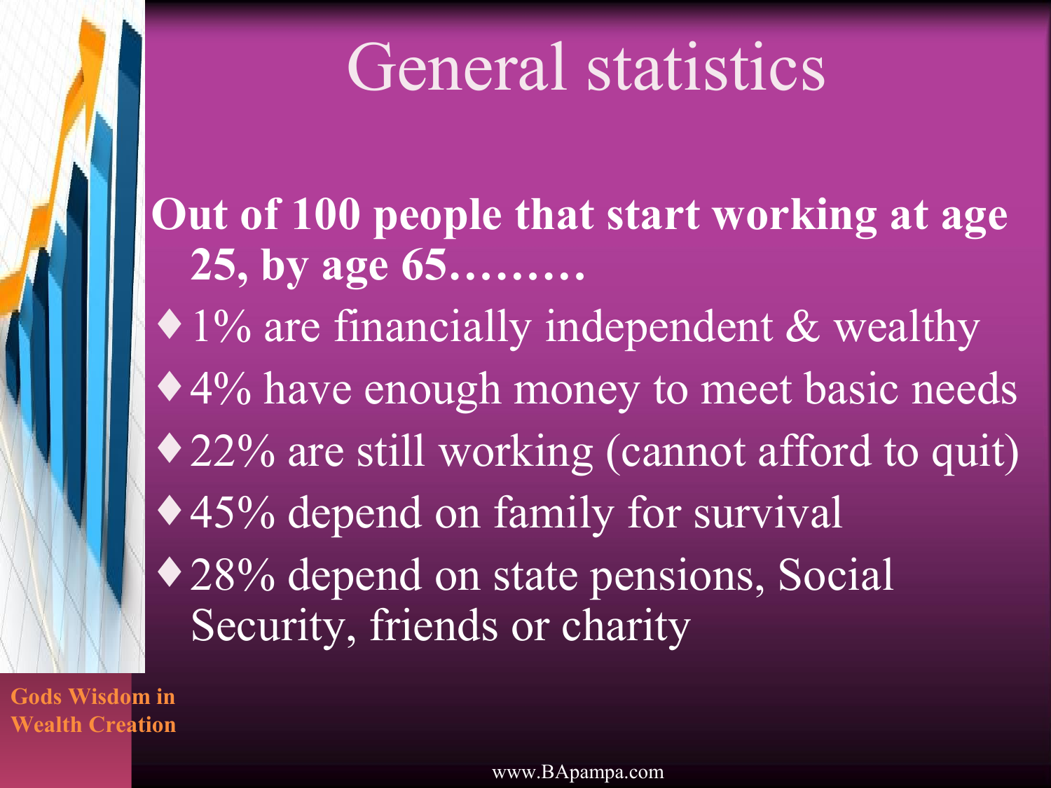# General statistics

**Out of 100 people that start working at age 25, by age 65………**

- 1% are financially independent & wealthy
- 4% have enough money to meet basic needs
- 22% are still working (cannot afford to quit)
- 45% depend on family for survival
- 28% depend on state pensions, Social Security, friends or charity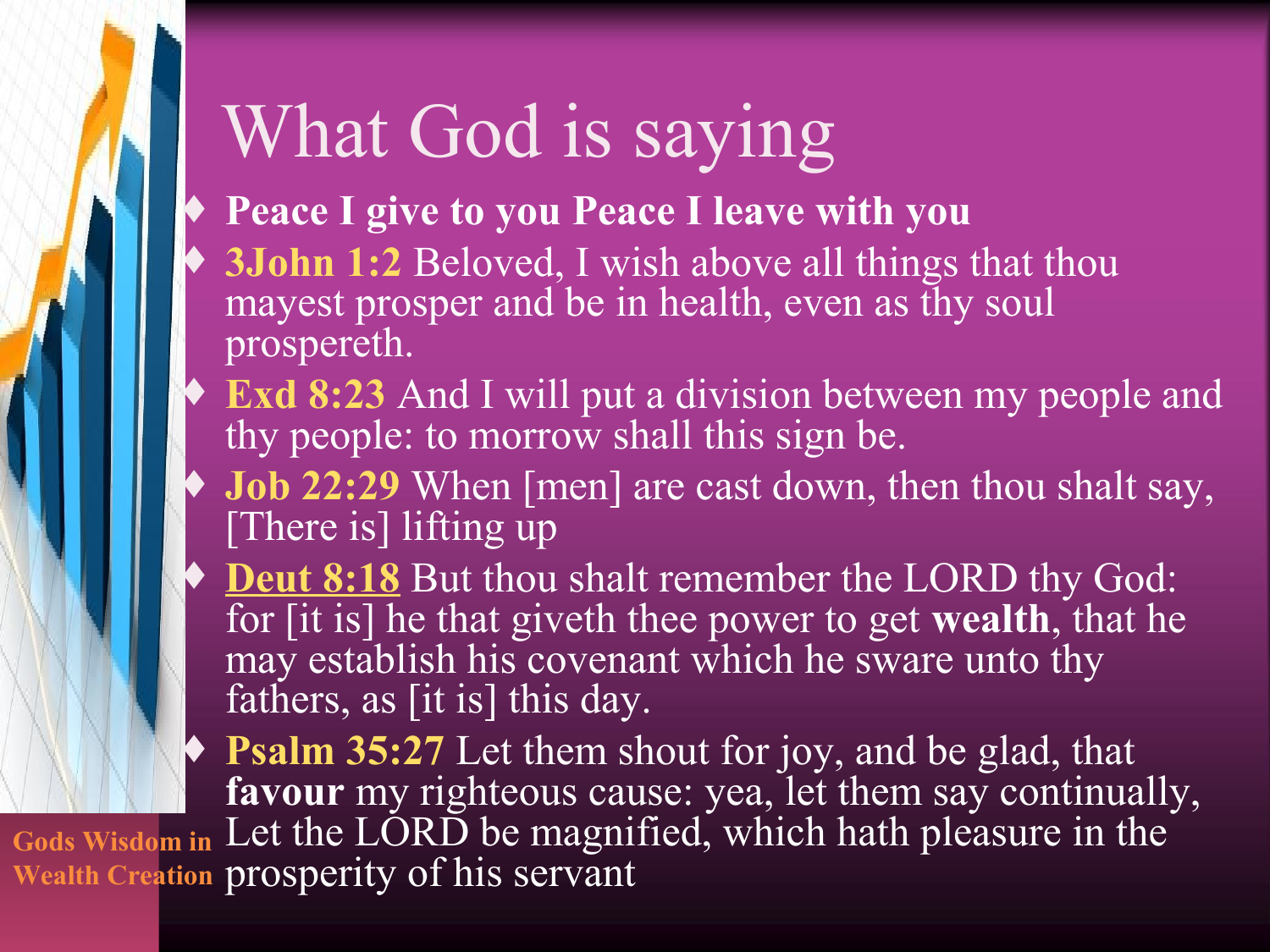# What God is saying

- **Peace I give to you Peace I leave with you**
- **3John 1:2** Beloved, I wish above all things that thou mayest prosper and be in health, even as thy soul prospereth.
- **Exd 8:23** And I will put a division between my people and thy people: to morrow shall this sign be.
- **Job 22:29** When [men] are cast down, then thou shalt say, [There is] lifting up
- **Deut 8:18** But thou shalt remember the LORD thy God: for [it is] he that giveth thee power to get **wealth**, that he may establish his covenant which he sware unto thy fathers, as [it is] this day.
- **Psalm 35:27** Let them shout for joy, and be glad, that **favour** my righteous cause: yea, let them say continually, Let the LORD be magnified, which hath pleasure in the prosperity of his servant

Gods Wisdom in Wealth Creation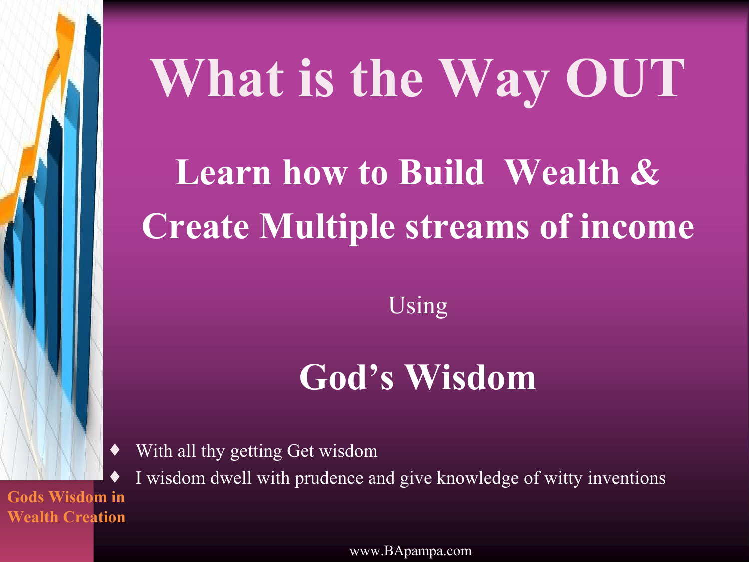# What is the Way OUT

## Learn how to Build Wealth & Create Multiple streams of income

Using

## God's Wisdom

- With all thy getting Get wisdom
- I wisdom dwell with prudence and give knowledge of witty inventions

**Gods Wisdom in Wealth Creation**

www.BApampa.com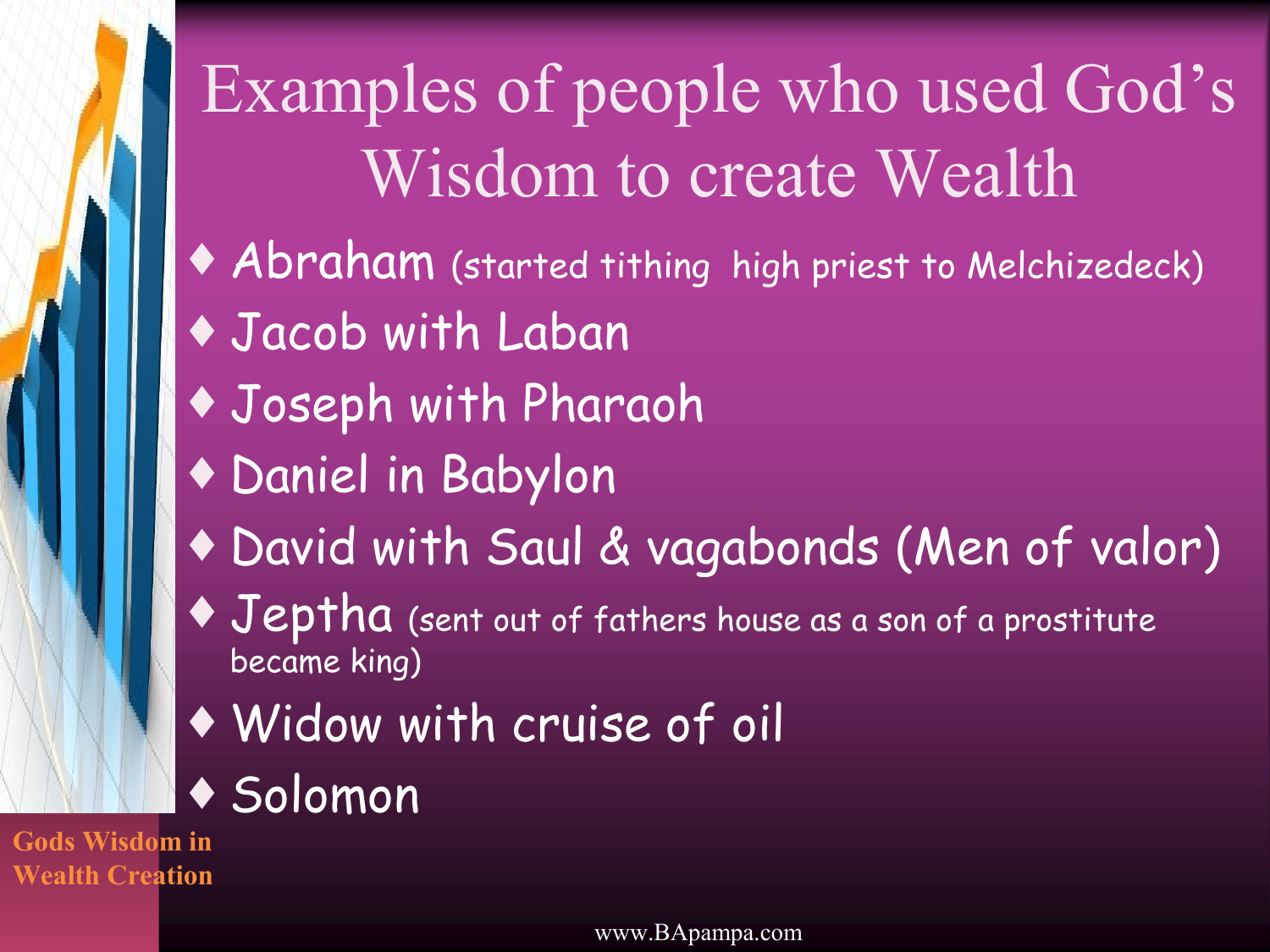# Examples of people who used God's Wisdom to create Wealth

- Abraham (started tithing  high priest to Melchizedeck)
- Jacob with Laban
- Joseph with Pharaoh
- Daniel in Babylon
- David with Saul & vagabonds (Men of valor)
- Jeptha (sent out of fathers house as a son of a prostitute became king)
- Widow with cruise of oil
- Solomon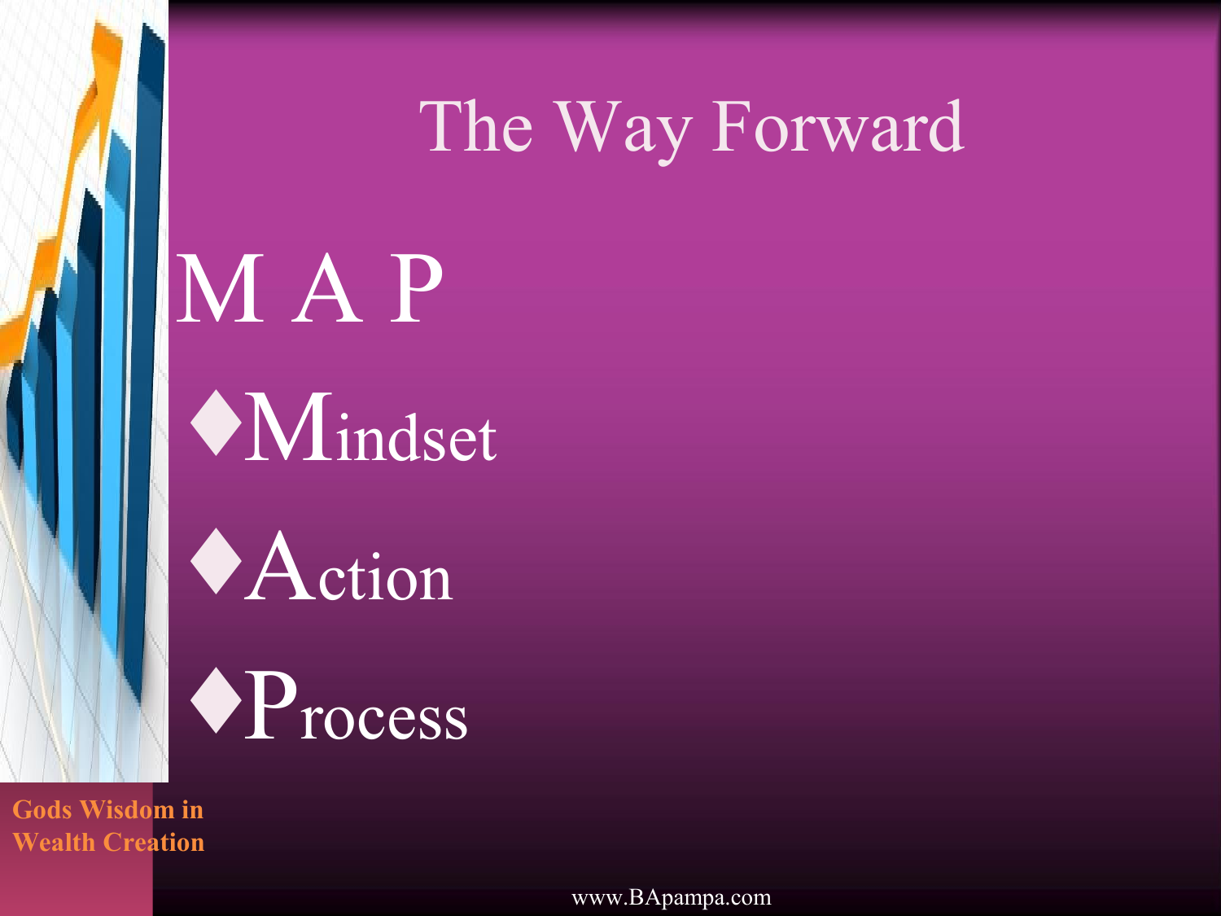# The Way Forward

## M A P

- Mindset
- Action
- Process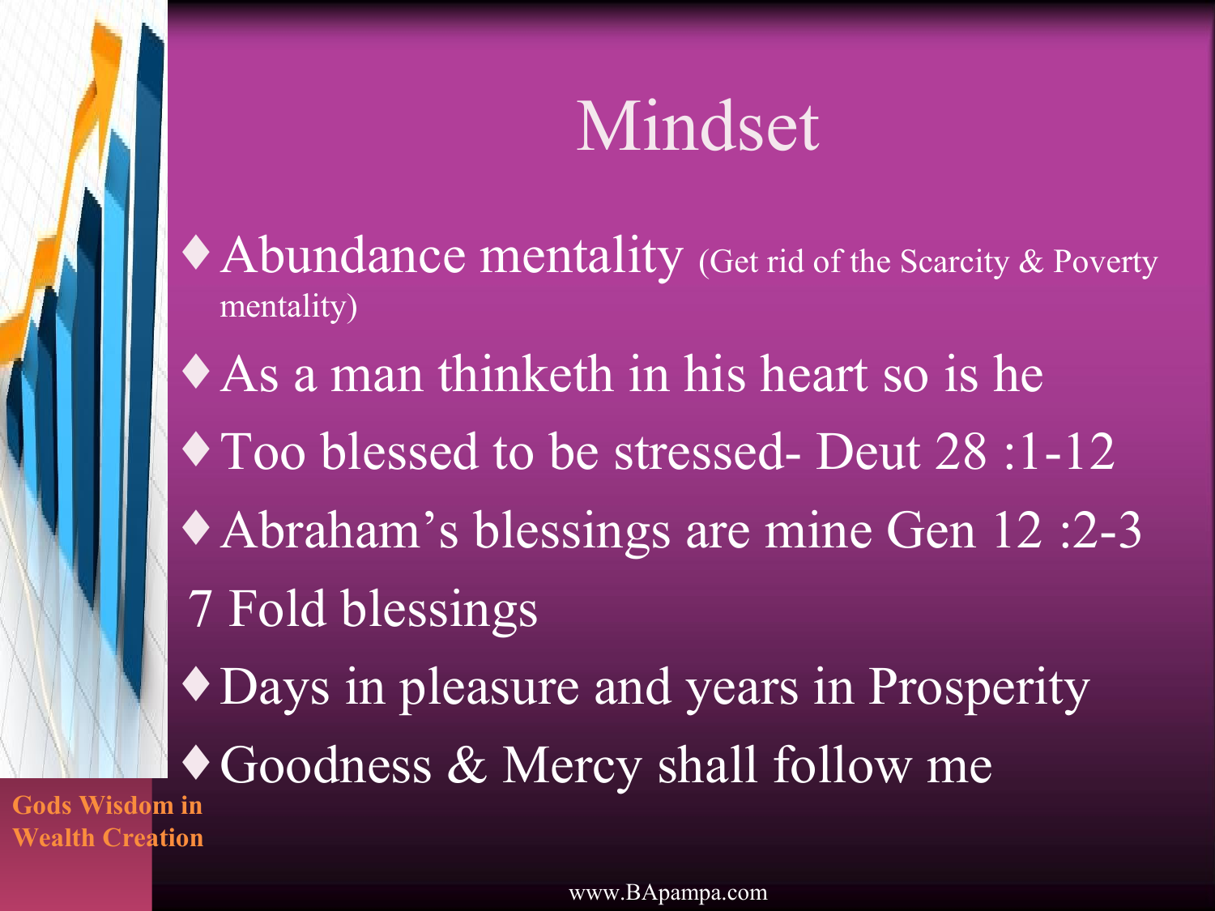# Mindset

- Abundance mentality (Get rid of the Scarcity & Poverty mentality)
- As a man thinketh in his heart so is he
- Too blessed to be stressed- Deut 28 :1-12
- Abraham's blessings are mine Gen 12 :2-3

7 Fold blessings

- Days in pleasure and years in Prosperity
- Goodness & Mercy shall follow me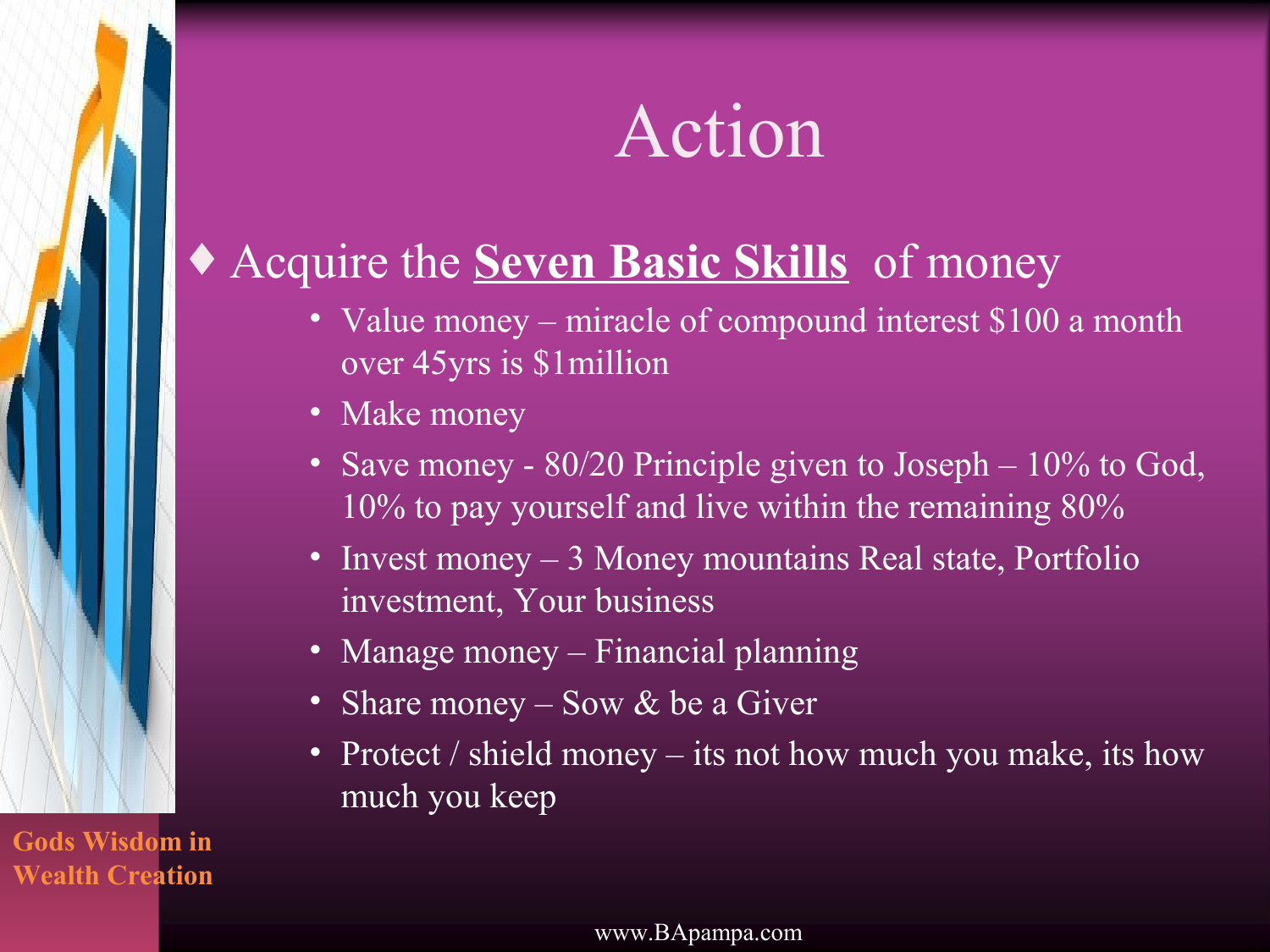# Action

- Acquire the **Seven Basic Skills** of money
  - Value money – miracle of compound interest $100 a month over 45yrs is $1million
  - Make money
  - Save money - 80/20 Principle given to Joseph – 10% to God, 10% to pay yourself and live within the remaining 80%
  - Invest money – 3 Money mountains Real state, Portfolio investment, Your business
  - Manage money – Financial planning
  - Share money – Sow & be a Giver
  - Protect / shield money – its not how much you make, its how much you keep

**Gods Wisdom in Wealth Creation**

www.BApampa.com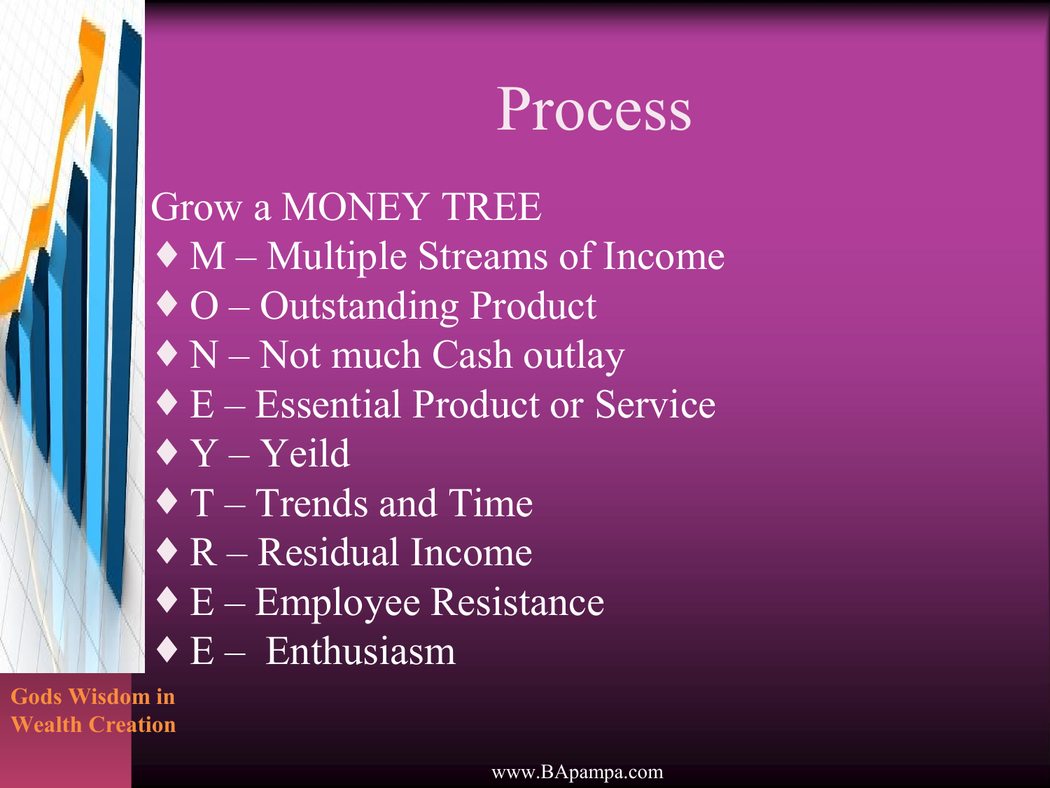# Process

Grow a MONEY TREE

- M – Multiple Streams of Income
- O – Outstanding Product
- N – Not much Cash outlay
- E – Essential Product or Service
- Y – Yeild
- T – Trends and Time
- R – Residual Income
- E – Employee Resistance
- E – Enthusiasm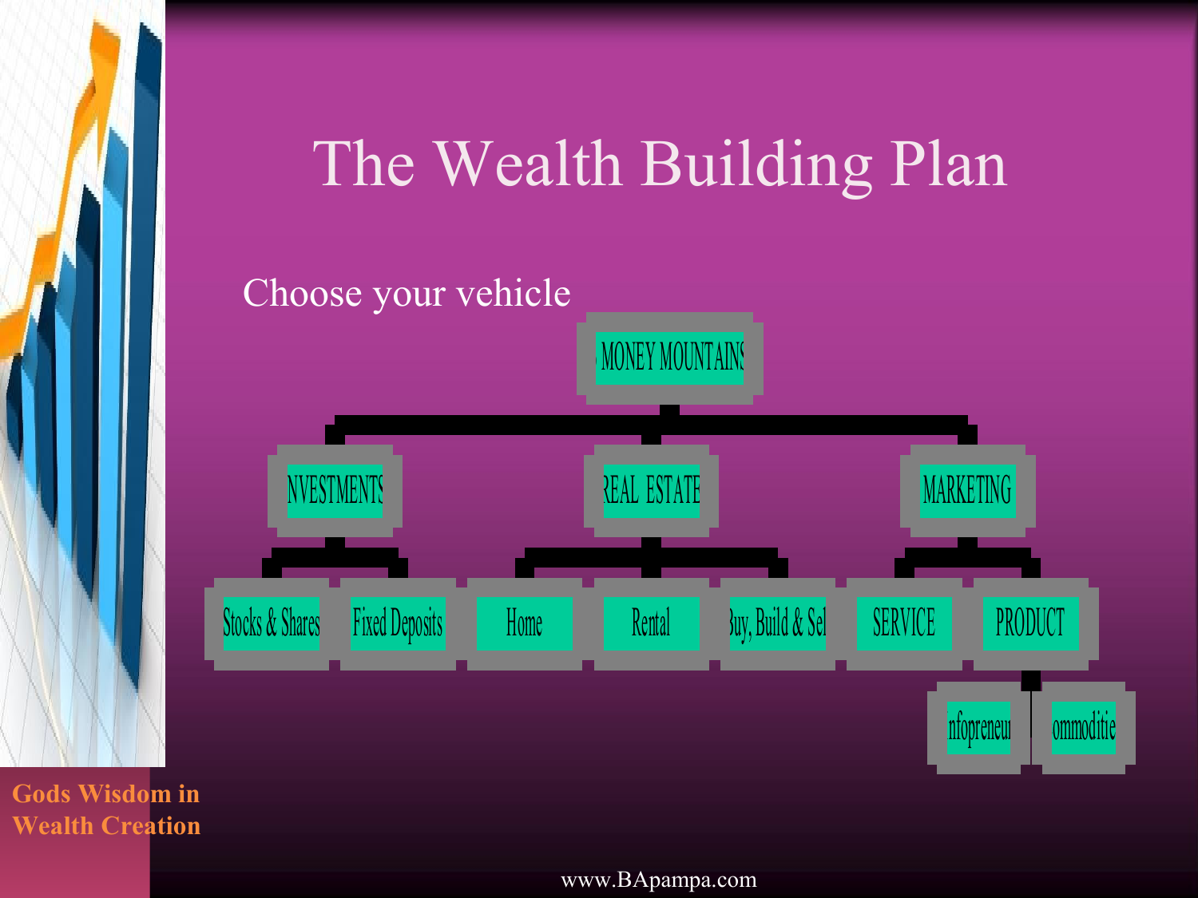# The Wealth Building Plan

Choose your vehicle

- MONEY MOUNTAINS
  - INVESTMENTS
    - Stocks & Shares
    - Fixed Deposits
  - REAL ESTATE
    - Home
    - Rental
    - Buy, Build & Sell
  - MARKETING
    - SERVICE
    - PRODUCT
      - Infopreneur
      - Commodities

Gods Wisdom in Wealth Creation

www.BApampa.com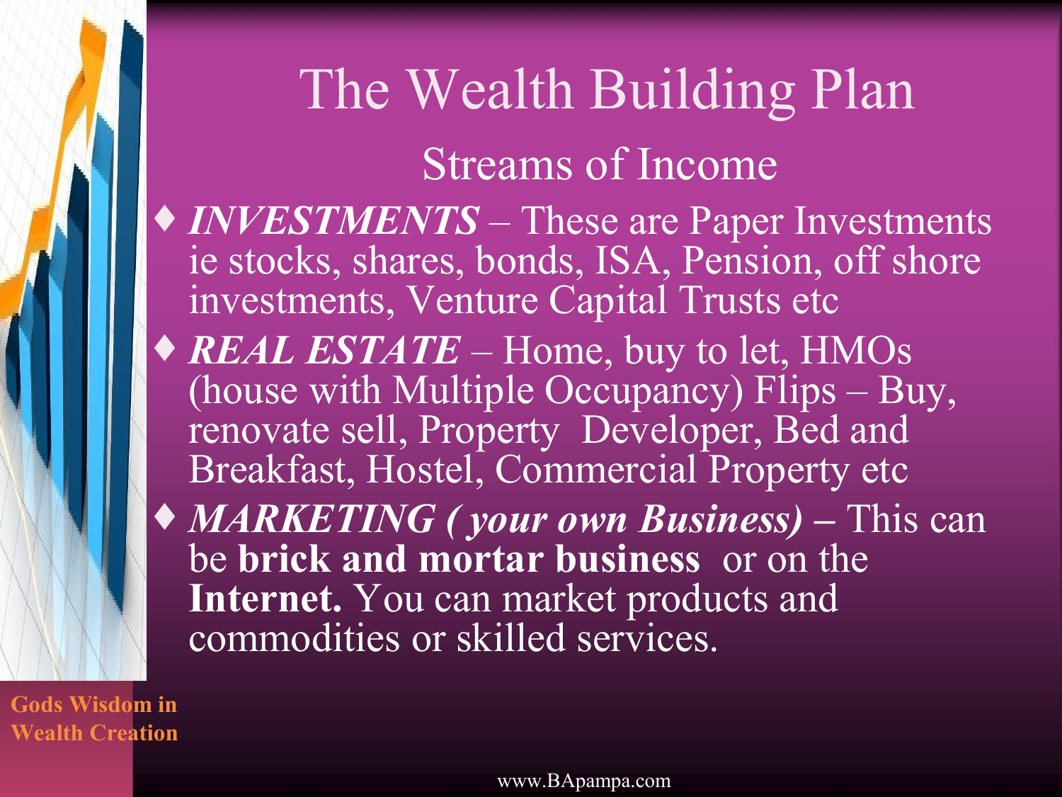# The Wealth Building Plan

## Streams of Income

- ***INVESTMENTS*** – These are Paper Investments ie stocks, shares, bonds, ISA, Pension, off shore investments, Venture Capital Trusts etc
- ***REAL ESTATE*** – Home, buy to let, HMOs (house with Multiple Occupancy) Flips – Buy, renovate sell, Property Developer, Bed and Breakfast, Hostel, Commercial Property etc
- ***MARKETING ( your own Business)*** **–** This can be **brick and mortar business** or on the **Internet.** You can market products and commodities or skilled services.

**Gods Wisdom in Wealth Creation**

www.BApampa.com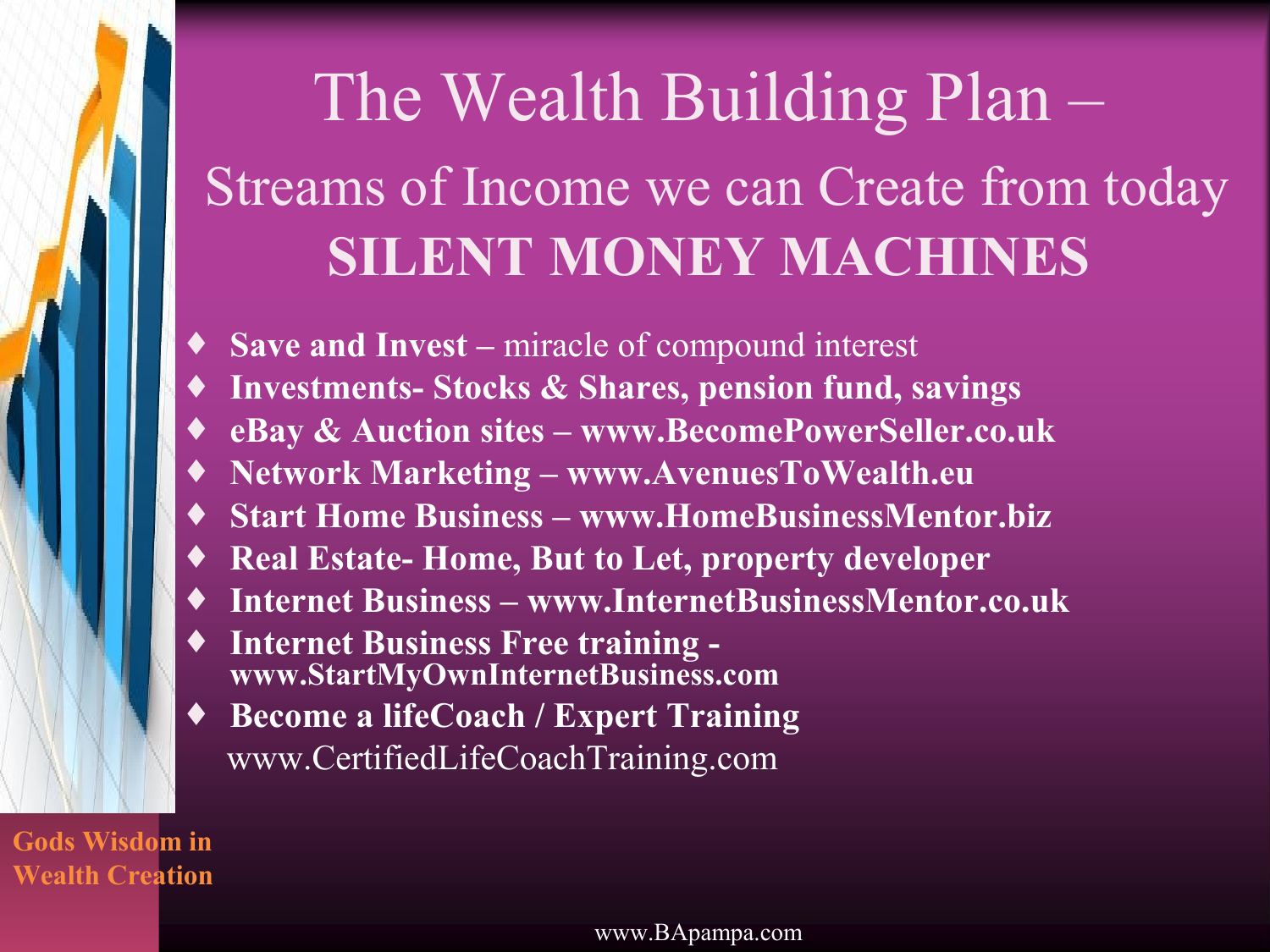# The Wealth Building Plan –

## Streams of Income we can Create from today

## SILENT MONEY MACHINES

- **Save and Invest –** miracle of compound interest
- **Investments- Stocks & Shares, pension fund, savings**
- **eBay & Auction sites – www.BecomePowerSeller.co.uk**
- **Network Marketing – www.AvenuesToWealth.eu**
- **Start Home Business – www.HomeBusinessMentor.biz**
- **Real Estate- Home, But to Let, property developer**
- **Internet Business – www.InternetBusinessMentor.co.uk**
- **Internet Business Free training - www.StartMyOwnInternetBusiness.com**
- **Become a lifeCoach / Expert Training**
  www.CertifiedLifeCoachTraining.com

**Gods Wisdom in Wealth Creation**

www.BApampa.com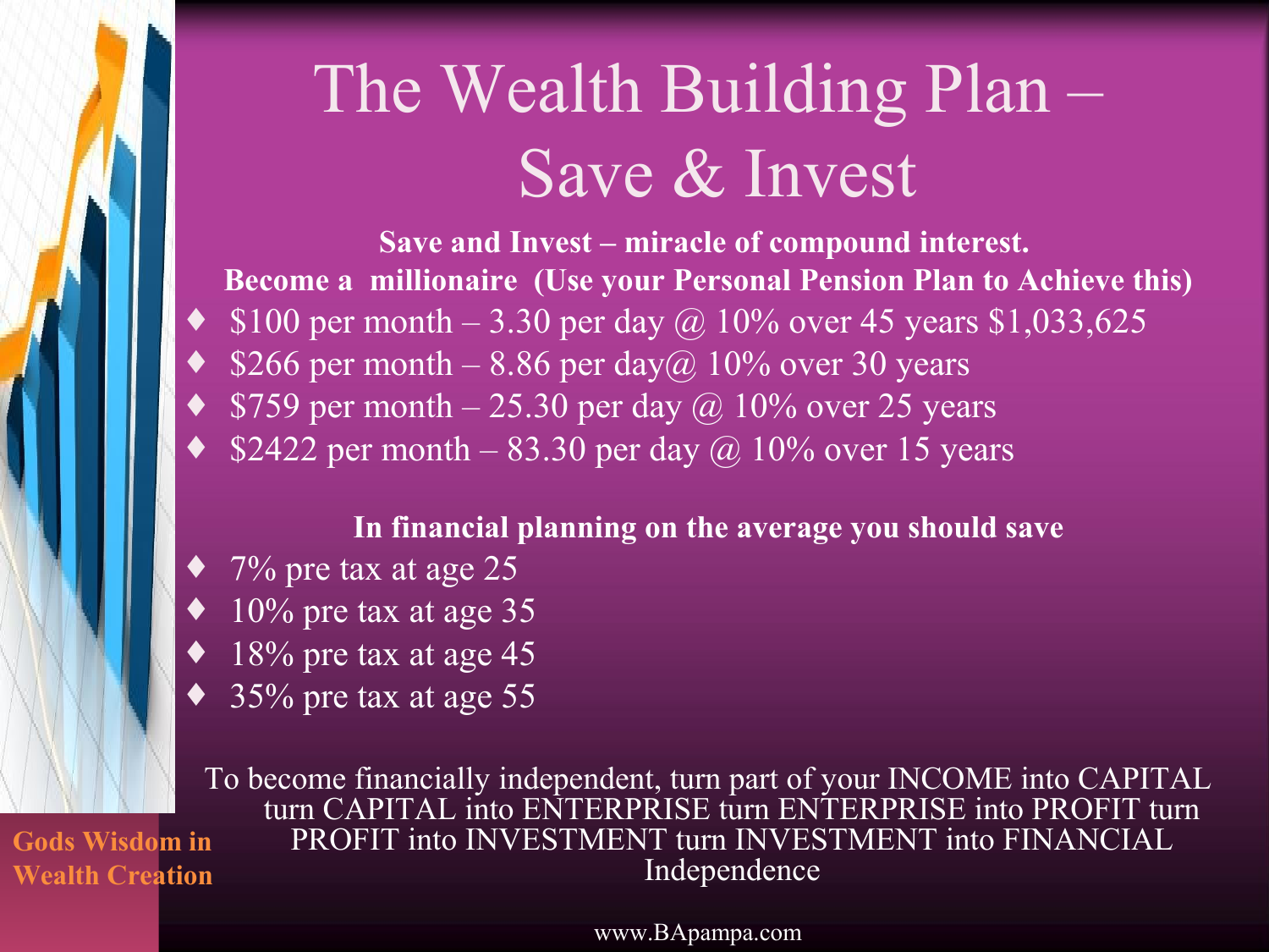# The Wealth Building Plan – Save & Invest

**Save and Invest – miracle of compound interest.**

**Become a millionaire (Use your Personal Pension Plan to Achieve this)**

- $100 per month – 3.30 per day @ 10% over 45 years $1,033,625
- $266 per month – 8.86 per day@ 10% over 30 years
- $759 per month – 25.30 per day @ 10% over 25 years
- $2422 per month – 83.30 per day @ 10% over 15 years

**In financial planning on the average you should save**

- 7% pre tax at age 25
- 10% pre tax at age 35
- 18% pre tax at age 45
- 35% pre tax at age 55

To become financially independent, turn part of your INCOME into CAPITAL turn CAPITAL into ENTERPRISE turn ENTERPRISE into PROFIT turn PROFIT into INVESTMENT turn INVESTMENT into FINANCIAL Independence

**Gods Wisdom in Wealth Creation**

www.BApampa.com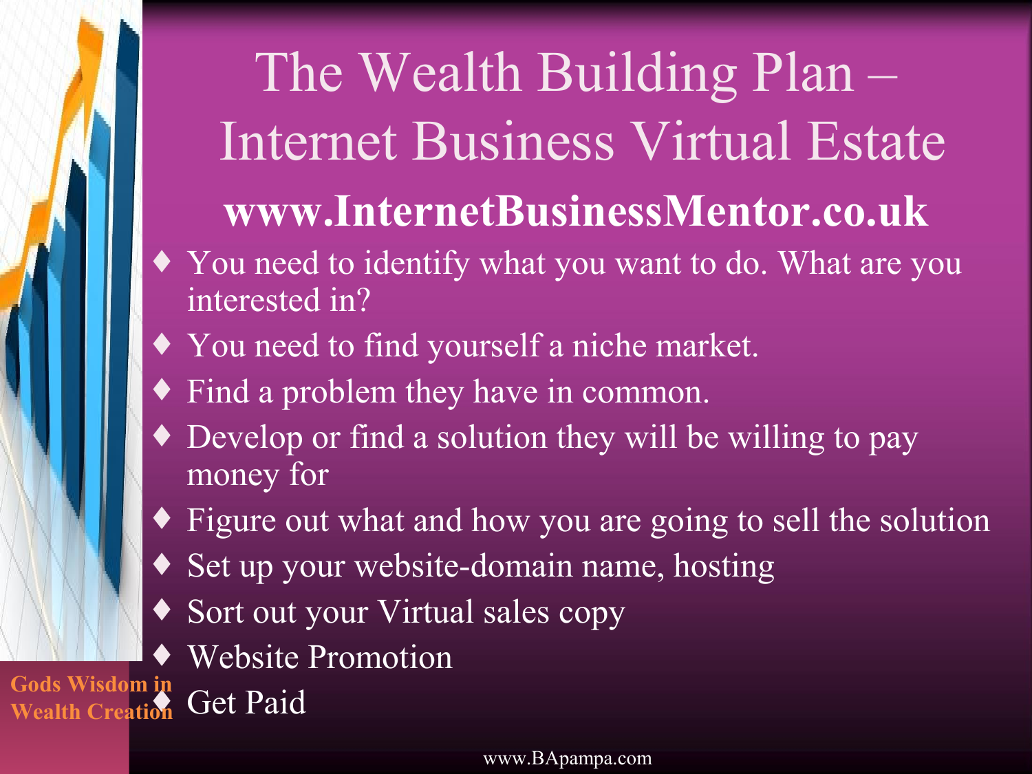# The Wealth Building Plan – Internet Business Virtual Estate

**www.InternetBusinessMentor.co.uk**

- You need to identify what you want to do. What are you interested in?
- You need to find yourself a niche market.
- Find a problem they have in common.
- Develop or find a solution they will be willing to pay money for
- Figure out what and how you are going to sell the solution
- Set up your website-domain name, hosting
- Sort out your Virtual sales copy
- Website Promotion
- Get Paid

**Gods Wisdom in Wealth Creation**

www.BApampa.com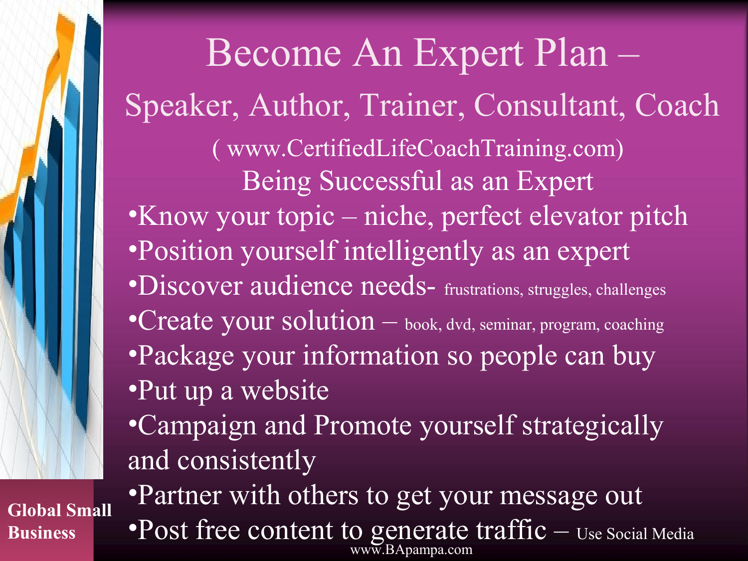# Become An Expert Plan –

## Speaker, Author, Trainer, Consultant, Coach

( www.CertifiedLifeCoachTraining.com)

### Being Successful as an Expert

- Know your topic – niche, perfect elevator pitch
- Position yourself intelligently as an expert
- Discover audience needs- frustrations, struggles, challenges
- Create your solution – book, dvd, seminar, program, coaching
- Package your information so people can buy
- Put up a website
- Campaign and Promote yourself strategically and consistently
- Partner with others to get your message out
- Post free content to generate traffic – Use Social Media

Global Small Business

www.BApampa.com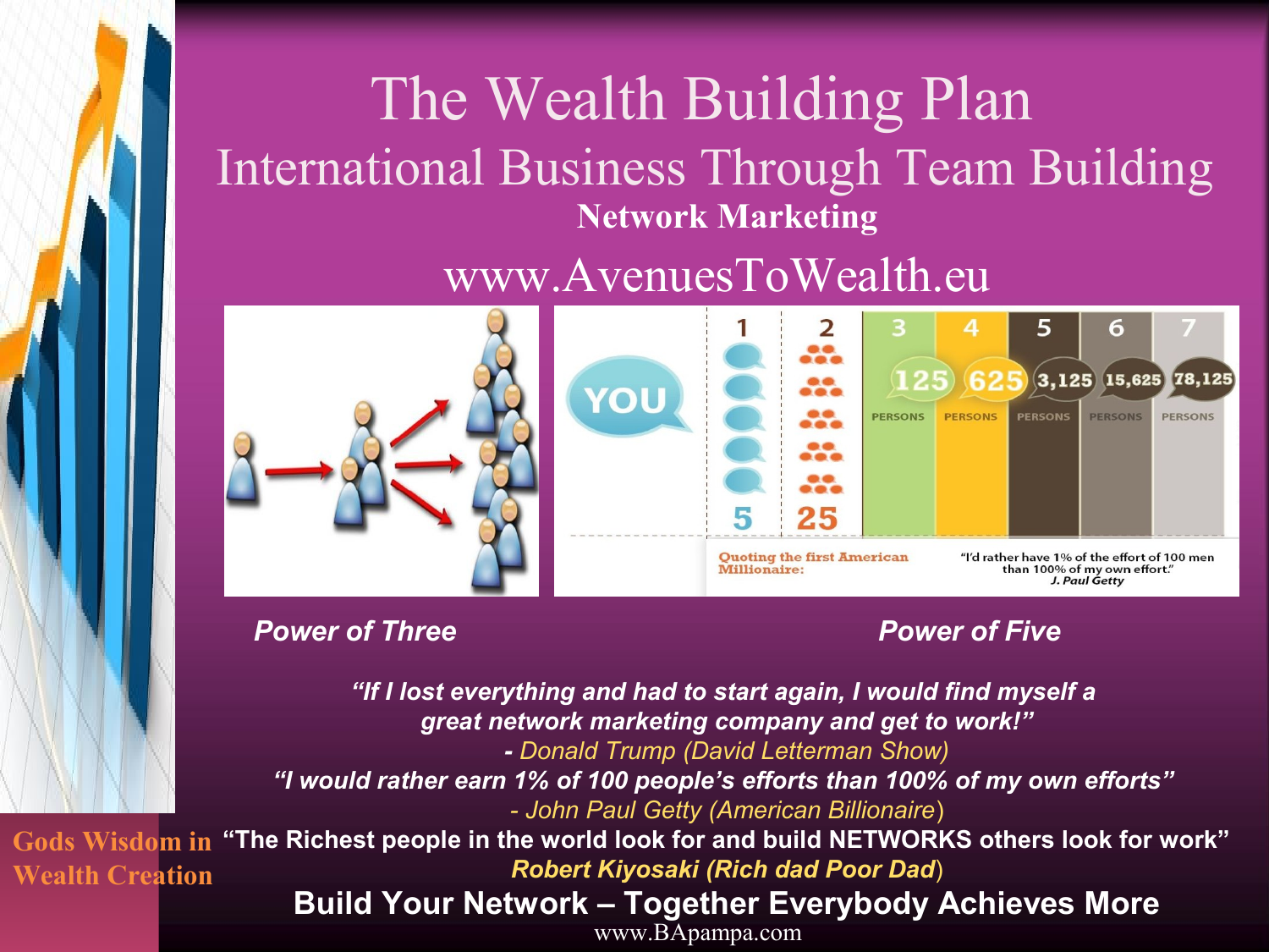# The Wealth Building Plan

## International Business Through Team Building

**Network Marketing**

www.AvenuesToWealth.eu

| YOU | 1 | 2 | 3 | 4 | 5 | 6 | 7 |
|---|---|---|---|---|---|---|---|
| | 5 | 25 | 125 PERSONS | 625 PERSONS | 3,125 PERSONS | 15,625 PERSONS | 78,125 PERSONS |

Quoting the first American Millionaire: "I'd rather have 1% of the effort of 100 men than 100% of my own effort." *J. Paul Getty*

***Power of Three*** ***Power of Five***

***"If I lost everything and had to start again, I would find myself a great network marketing company and get to work!"***

*- Donald Trump (David Letterman Show)*

***"I would rather earn 1% of 100 people's efforts than 100% of my own efforts"***

*- John Paul Getty (American Billionaire)*

**"The Richest people in the world look for and build NETWORKS others look for work"**

***Robert Kiyosaki (Rich dad Poor Dad)***

**Build Your Network – Together Everybody Achieves More**

**Gods Wisdom in Wealth Creation**

www.BApampa.com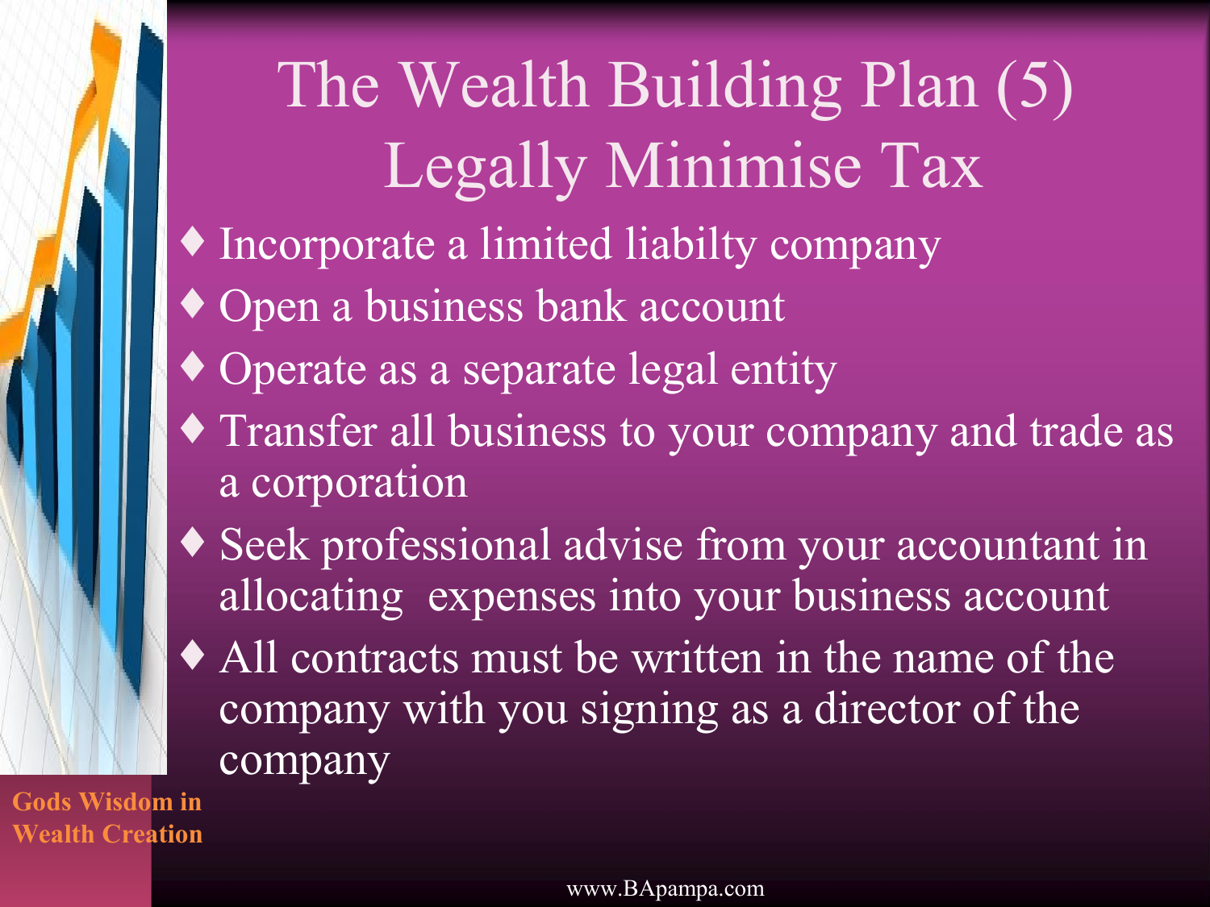# The Wealth Building Plan (5) Legally Minimise Tax

- Incorporate a limited liabilty company
- Open a business bank account
- Operate as a separate legal entity
- Transfer all business to your company and trade as a corporation
- Seek professional advise from your accountant in allocating expenses into your business account
- All contracts must be written in the name of the company with you signing as a director of the company

**Gods Wisdom in Wealth Creation**

www.BApampa.com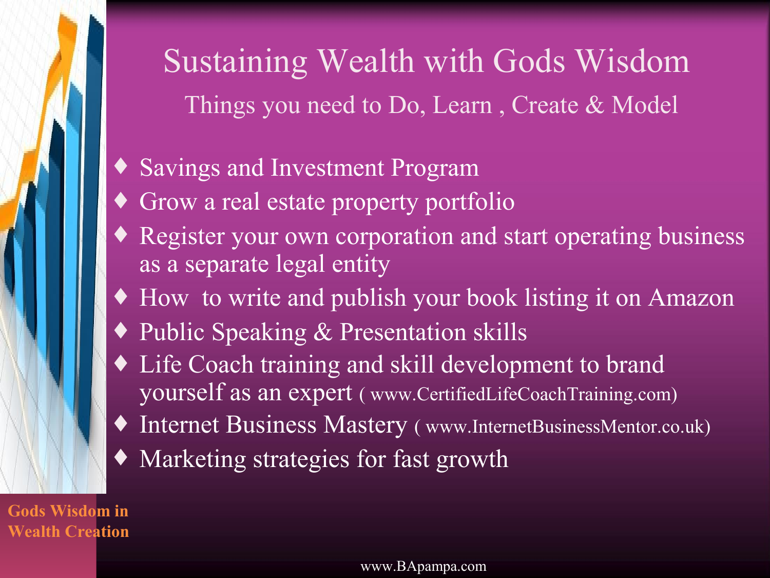# Sustaining Wealth with Gods Wisdom

## Things you need to Do, Learn , Create & Model

- Savings and Investment Program
- Grow a real estate property portfolio
- Register your own corporation and start operating business as a separate legal entity
- How to write and publish your book listing it on Amazon
- Public Speaking & Presentation skills
- Life Coach training and skill development to brand yourself as an expert ( www.CertifiedLifeCoachTraining.com)
- Internet Business Mastery ( www.InternetBusinessMentor.co.uk)
- Marketing strategies for fast growth

**Gods Wisdom in Wealth Creation**

www.BApampa.com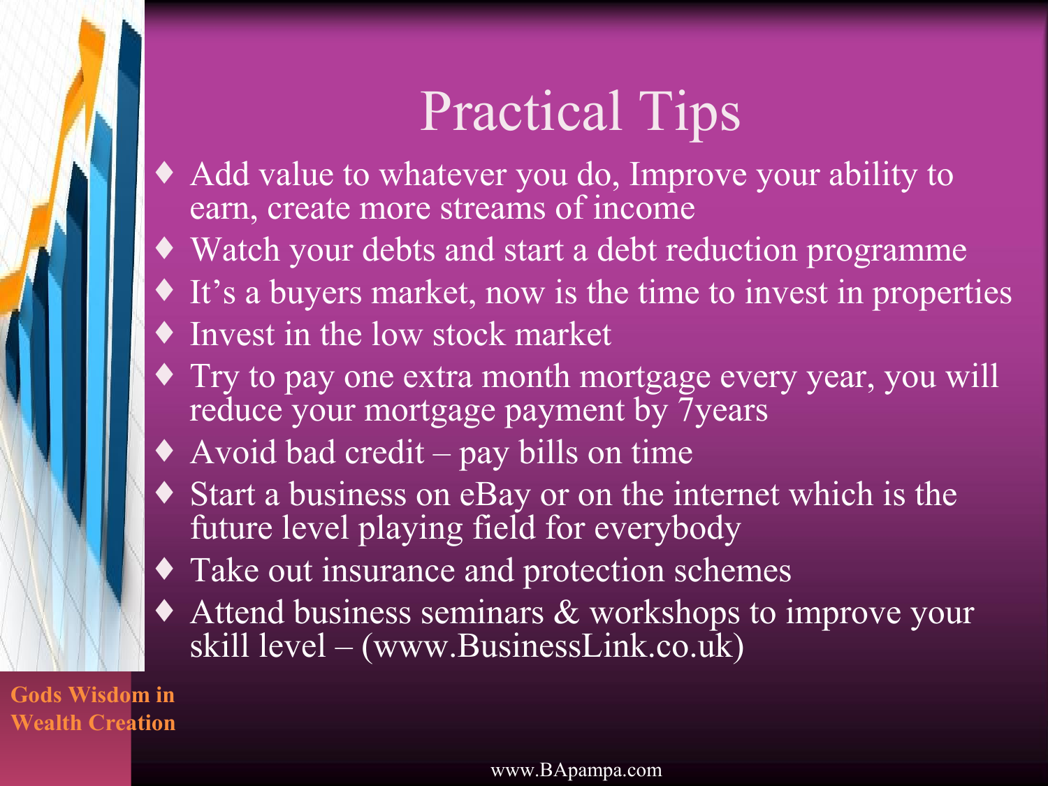# Practical Tips

- Add value to whatever you do, Improve your ability to earn, create more streams of income
- Watch your debts and start a debt reduction programme
- It's a buyers market, now is the time to invest in properties
- Invest in the low stock market
- Try to pay one extra month mortgage every year, you will reduce your mortgage payment by 7years
- Avoid bad credit – pay bills on time
- Start a business on eBay or on the internet which is the future level playing field for everybody
- Take out insurance and protection schemes
- Attend business seminars & workshops to improve your skill level – (www.BusinessLink.co.uk)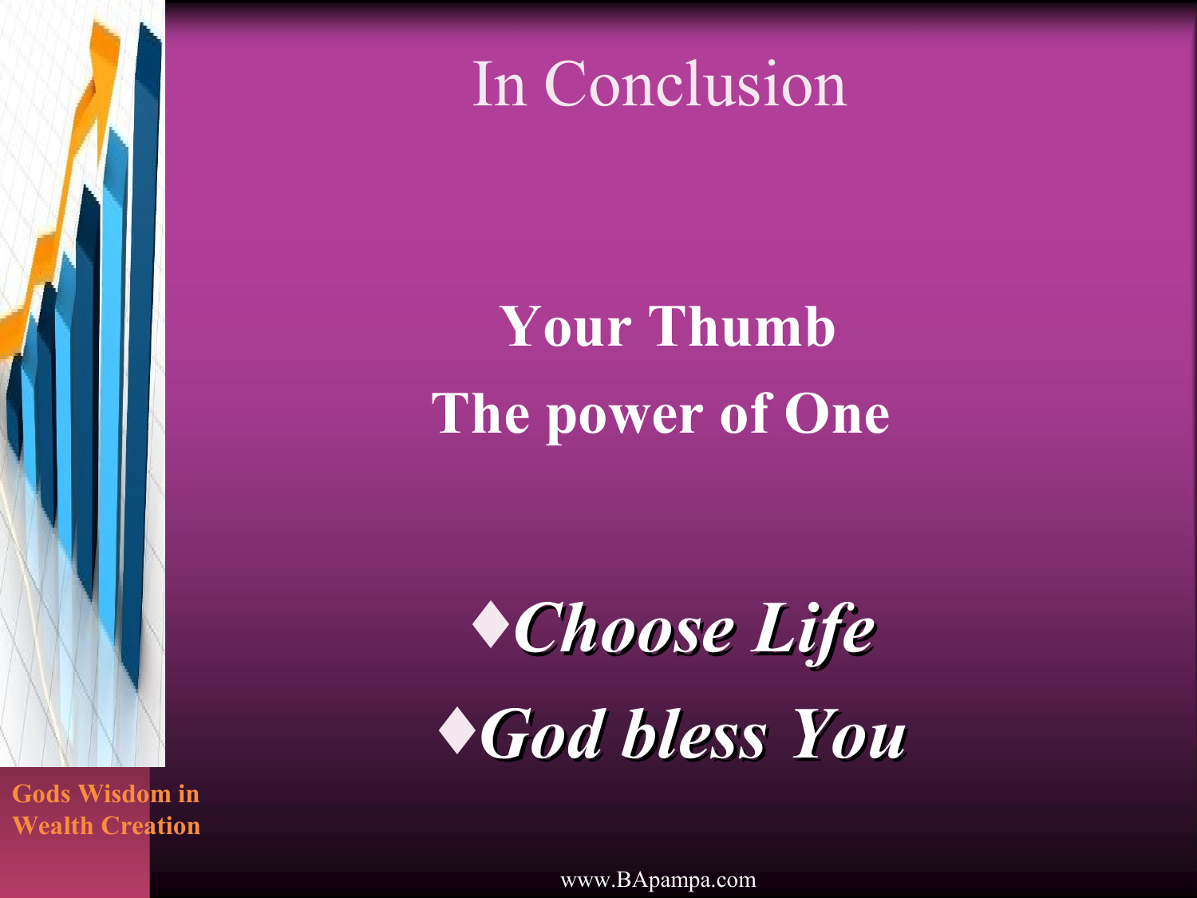# In Conclusion

**Your Thumb**

**The power of One**

- ***Choose Life***
- ***God bless You***

**Gods Wisdom in Wealth Creation**

www.BApampa.com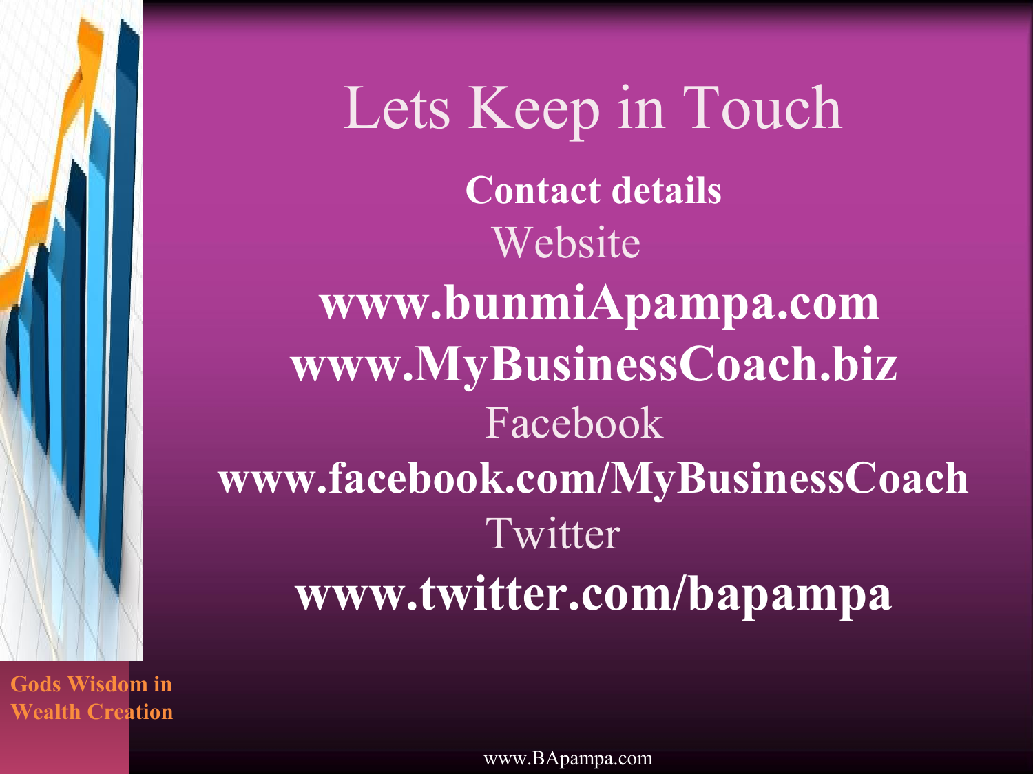# Lets Keep in Touch

**Contact details**

Website

**www.bunmiApampa.com**

**www.MyBusinessCoach.biz**

Facebook

**www.facebook.com/MyBusinessCoach**

Twitter

**www.twitter.com/bapampa**

**Gods Wisdom in Wealth Creation**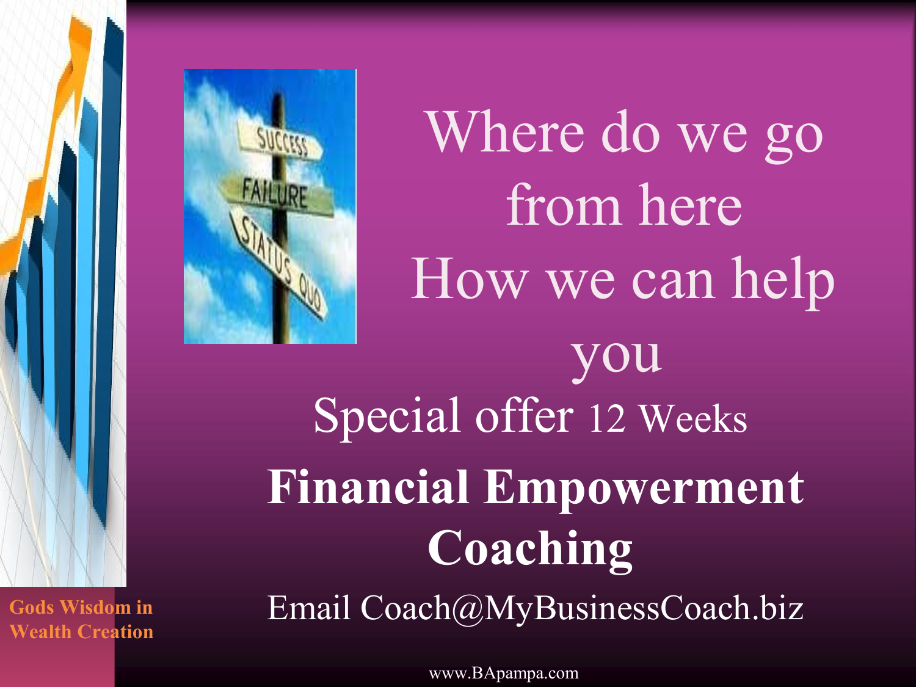# Where do we go from here How we can help you

Special offer 12 Weeks

**Financial Empowerment Coaching**

Email Coach@MyBusinessCoach.biz

**Gods Wisdom in Wealth Creation**

www.BApampa.com